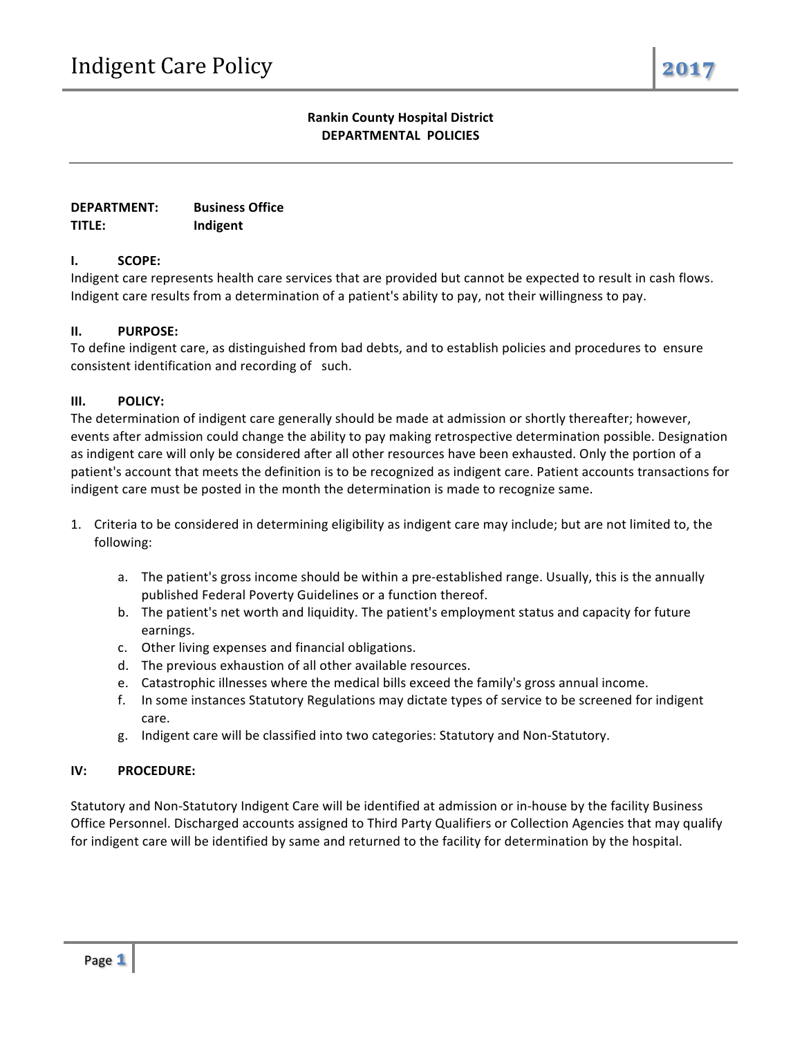**Rankin County Hospital District**
**DEPARTMENTAL POLICIES**

---

**DEPARTMENT:** **Business Office**
**TITLE:** **Indigent**

## I. SCOPE:

Indigent care represents health care services that are provided but cannot be expected to result in cash flows. Indigent care results from a determination of a patient's ability to pay, not their willingness to pay.

## II. PURPOSE:

To define indigent care, as distinguished from bad debts, and to establish policies and procedures to ensure consistent identification and recording of such.

## III. POLICY:

The determination of indigent care generally should be made at admission or shortly thereafter; however, events after admission could change the ability to pay making retrospective determination possible. Designation as indigent care will only be considered after all other resources have been exhausted. Only the portion of a patient's account that meets the definition is to be recognized as indigent care. Patient accounts transactions for indigent care must be posted in the month the determination is made to recognize same.

1. Criteria to be considered in determining eligibility as indigent care may include; but are not limited to, the following:

   a. The patient's gross income should be within a pre-established range. Usually, this is the annually published Federal Poverty Guidelines or a function thereof.
   b. The patient's net worth and liquidity. The patient's employment status and capacity for future earnings.
   c. Other living expenses and financial obligations.
   d. The previous exhaustion of all other available resources.
   e. Catastrophic illnesses where the medical bills exceed the family's gross annual income.
   f. In some instances Statutory Regulations may dictate types of service to be screened for indigent care.
   g. Indigent care will be classified into two categories: Statutory and Non-Statutory.

## IV: PROCEDURE:

Statutory and Non-Statutory Indigent Care will be identified at admission or in-house by the facility Business Office Personnel. Discharged accounts assigned to Third Party Qualifiers or Collection Agencies that may qualify for indigent care will be identified by same and returned to the facility for determination by the hospital.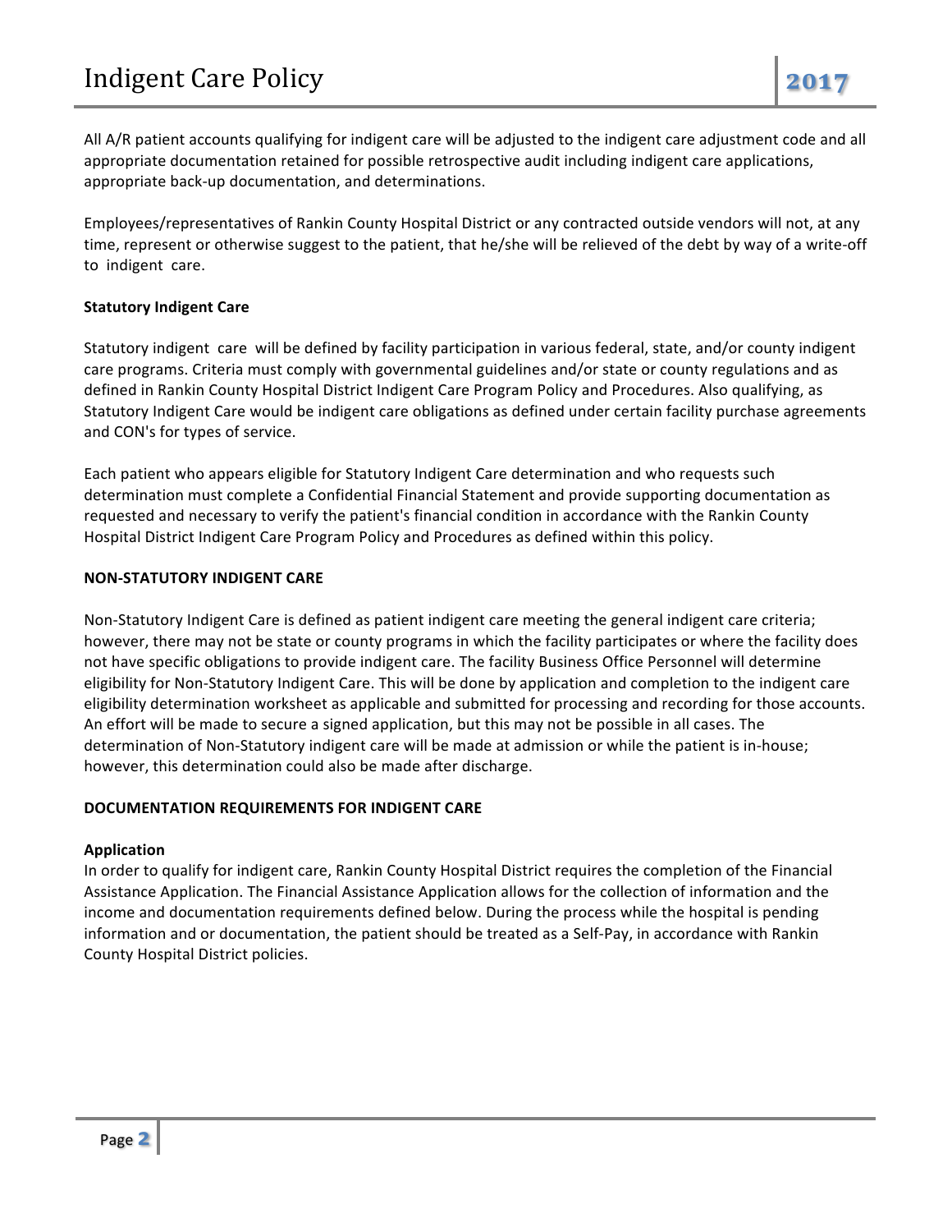All A/R patient accounts qualifying for indigent care will be adjusted to the indigent care adjustment code and all appropriate documentation retained for possible retrospective audit including indigent care applications, appropriate back-up documentation, and determinations.

Employees/representatives of Rankin County Hospital District or any contracted outside vendors will not, at any time, represent or otherwise suggest to the patient, that he/she will be relieved of the debt by way of a write-off to indigent care.

**Statutory Indigent Care**

Statutory indigent care will be defined by facility participation in various federal, state, and/or county indigent care programs. Criteria must comply with governmental guidelines and/or state or county regulations and as defined in Rankin County Hospital District Indigent Care Program Policy and Procedures. Also qualifying, as Statutory Indigent Care would be indigent care obligations as defined under certain facility purchase agreements and CON's for types of service.

Each patient who appears eligible for Statutory Indigent Care determination and who requests such determination must complete a Confidential Financial Statement and provide supporting documentation as requested and necessary to verify the patient's financial condition in accordance with the Rankin County Hospital District Indigent Care Program Policy and Procedures as defined within this policy.

**NON-STATUTORY INDIGENT CARE**

Non-Statutory Indigent Care is defined as patient indigent care meeting the general indigent care criteria; however, there may not be state or county programs in which the facility participates or where the facility does not have specific obligations to provide indigent care. The facility Business Office Personnel will determine eligibility for Non-Statutory Indigent Care. This will be done by application and completion to the indigent care eligibility determination worksheet as applicable and submitted for processing and recording for those accounts. An effort will be made to secure a signed application, but this may not be possible in all cases. The determination of Non-Statutory indigent care will be made at admission or while the patient is in-house; however, this determination could also be made after discharge.

**DOCUMENTATION REQUIREMENTS FOR INDIGENT CARE**

**Application**

In order to qualify for indigent care, Rankin County Hospital District requires the completion of the Financial Assistance Application. The Financial Assistance Application allows for the collection of information and the income and documentation requirements defined below. During the process while the hospital is pending information and or documentation, the patient should be treated as a Self-Pay, in accordance with Rankin County Hospital District policies.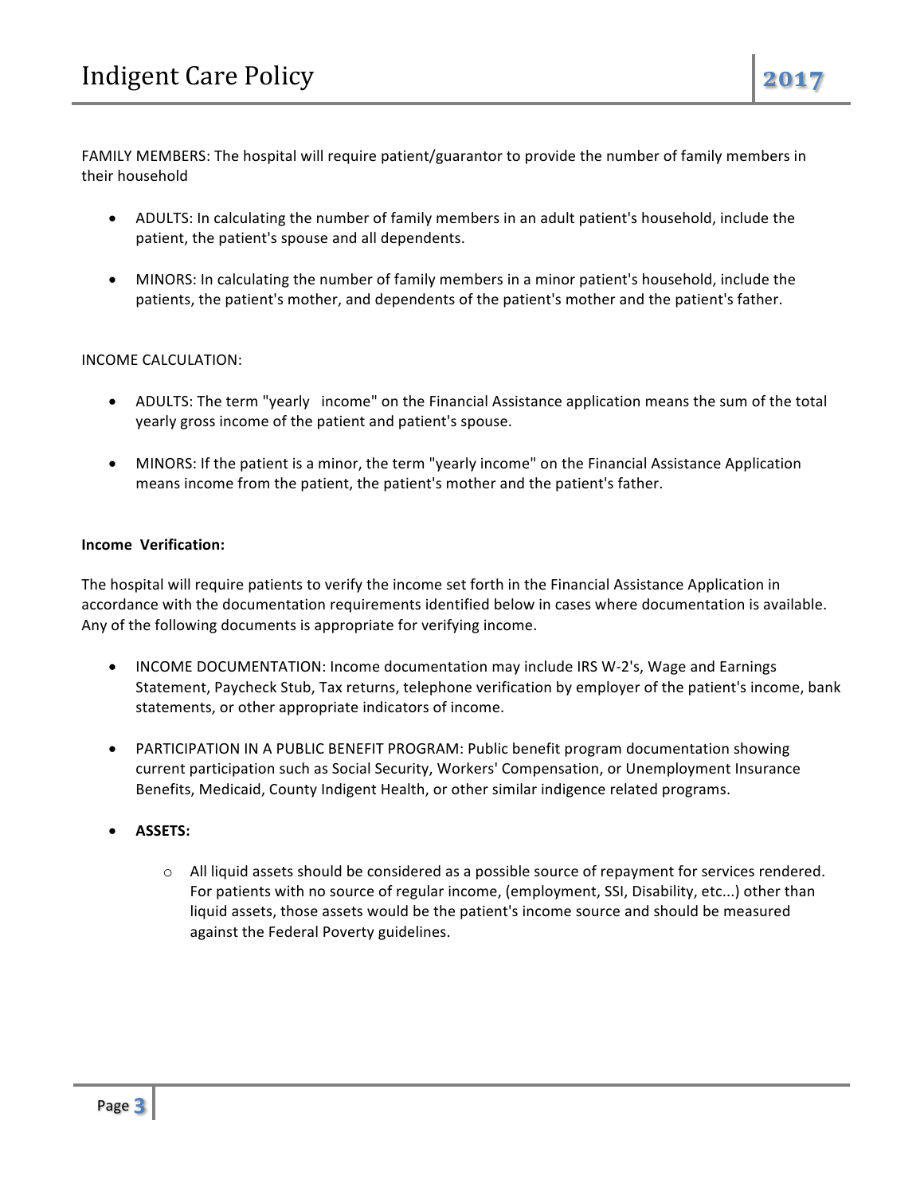FAMILY MEMBERS: The hospital will require patient/guarantor to provide the number of family members in their household

- ADULTS: In calculating the number of family members in an adult patient's household, include the patient, the patient's spouse and all dependents.

- MINORS: In calculating the number of family members in a minor patient's household, include the patients, the patient's mother, and dependents of the patient's mother and the patient's father.

INCOME CALCULATION:

- ADULTS: The term "yearly income" on the Financial Assistance application means the sum of the total yearly gross income of the patient and patient's spouse.

- MINORS: If the patient is a minor, the term "yearly income" on the Financial Assistance Application means income from the patient, the patient's mother and the patient's father.

**Income Verification:**

The hospital will require patients to verify the income set forth in the Financial Assistance Application in accordance with the documentation requirements identified below in cases where documentation is available. Any of the following documents is appropriate for verifying income.

- INCOME DOCUMENTATION: Income documentation may include IRS W-2's, Wage and Earnings Statement, Paycheck Stub, Tax returns, telephone verification by employer of the patient's income, bank statements, or other appropriate indicators of income.

- PARTICIPATION IN A PUBLIC BENEFIT PROGRAM: Public benefit program documentation showing current participation such as Social Security, Workers' Compensation, or Unemployment Insurance Benefits, Medicaid, County Indigent Health, or other similar indigence related programs.

- **ASSETS:**

    - All liquid assets should be considered as a possible source of repayment for services rendered. For patients with no source of regular income, (employment, SSI, Disability, etc...) other than liquid assets, those assets would be the patient's income source and should be measured against the Federal Poverty guidelines.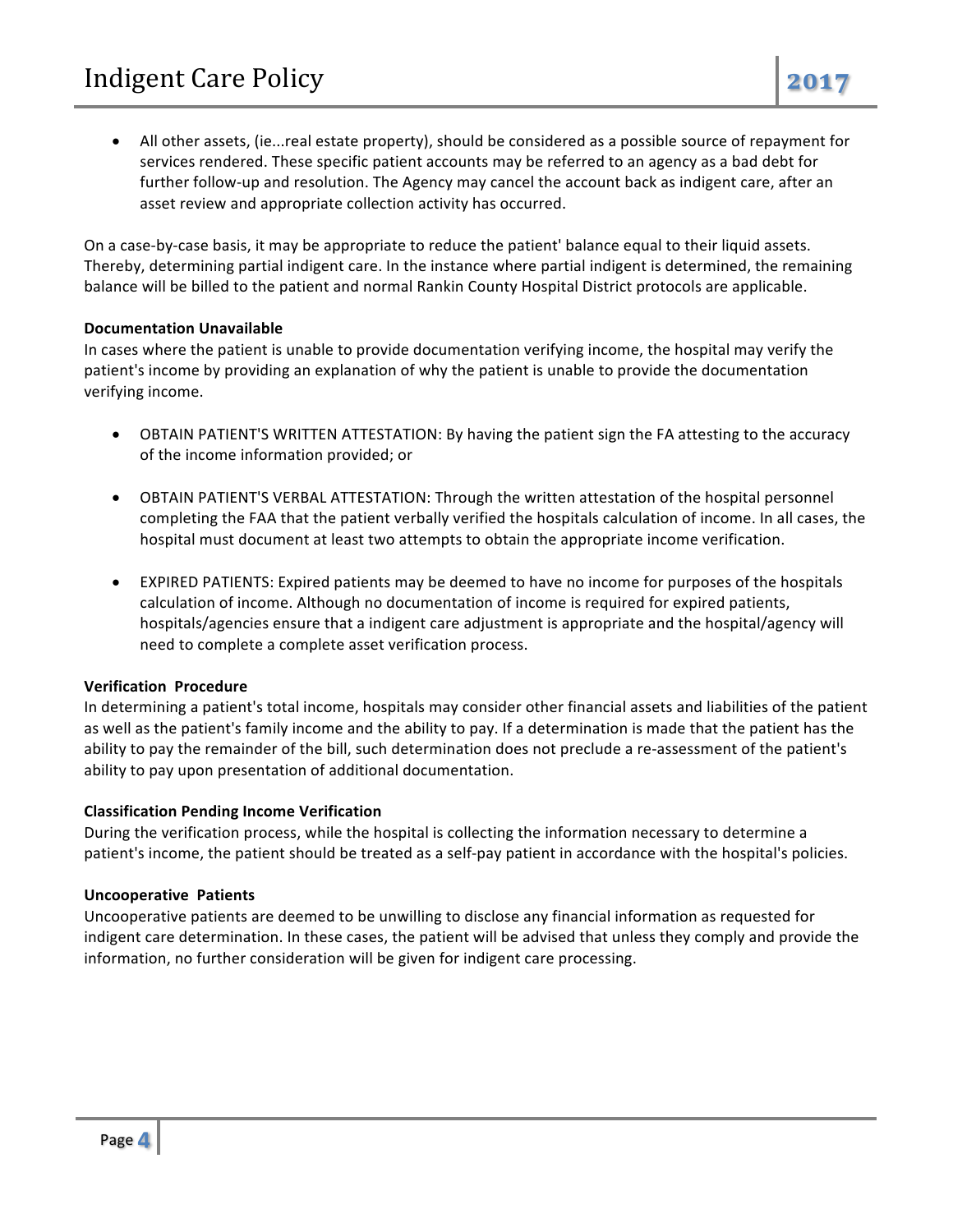- All other assets, (ie...real estate property), should be considered as a possible source of repayment for services rendered. These specific patient accounts may be referred to an agency as a bad debt for further follow-up and resolution. The Agency may cancel the account back as indigent care, after an asset review and appropriate collection activity has occurred.

On a case-by-case basis, it may be appropriate to reduce the patient' balance equal to their liquid assets. Thereby, determining partial indigent care. In the instance where partial indigent is determined, the remaining balance will be billed to the patient and normal Rankin County Hospital District protocols are applicable.

**Documentation Unavailable**
In cases where the patient is unable to provide documentation verifying income, the hospital may verify the patient's income by providing an explanation of why the patient is unable to provide the documentation verifying income.

- OBTAIN PATIENT'S WRITTEN ATTESTATION: By having the patient sign the FA attesting to the accuracy of the income information provided; or

- OBTAIN PATIENT'S VERBAL ATTESTATION: Through the written attestation of the hospital personnel completing the FAA that the patient verbally verified the hospitals calculation of income. In all cases, the hospital must document at least two attempts to obtain the appropriate income verification.

- EXPIRED PATIENTS: Expired patients may be deemed to have no income for purposes of the hospitals calculation of income. Although no documentation of income is required for expired patients, hospitals/agencies ensure that a indigent care adjustment is appropriate and the hospital/agency will need to complete a complete asset verification process.

**Verification Procedure**
In determining a patient's total income, hospitals may consider other financial assets and liabilities of the patient as well as the patient's family income and the ability to pay. If a determination is made that the patient has the ability to pay the remainder of the bill, such determination does not preclude a re-assessment of the patient's ability to pay upon presentation of additional documentation.

**Classification Pending Income Verification**
During the verification process, while the hospital is collecting the information necessary to determine a patient's income, the patient should be treated as a self-pay patient in accordance with the hospital's policies.

**Uncooperative Patients**
Uncooperative patients are deemed to be unwilling to disclose any financial information as requested for indigent care determination. In these cases, the patient will be advised that unless they comply and provide the information, no further consideration will be given for indigent care processing.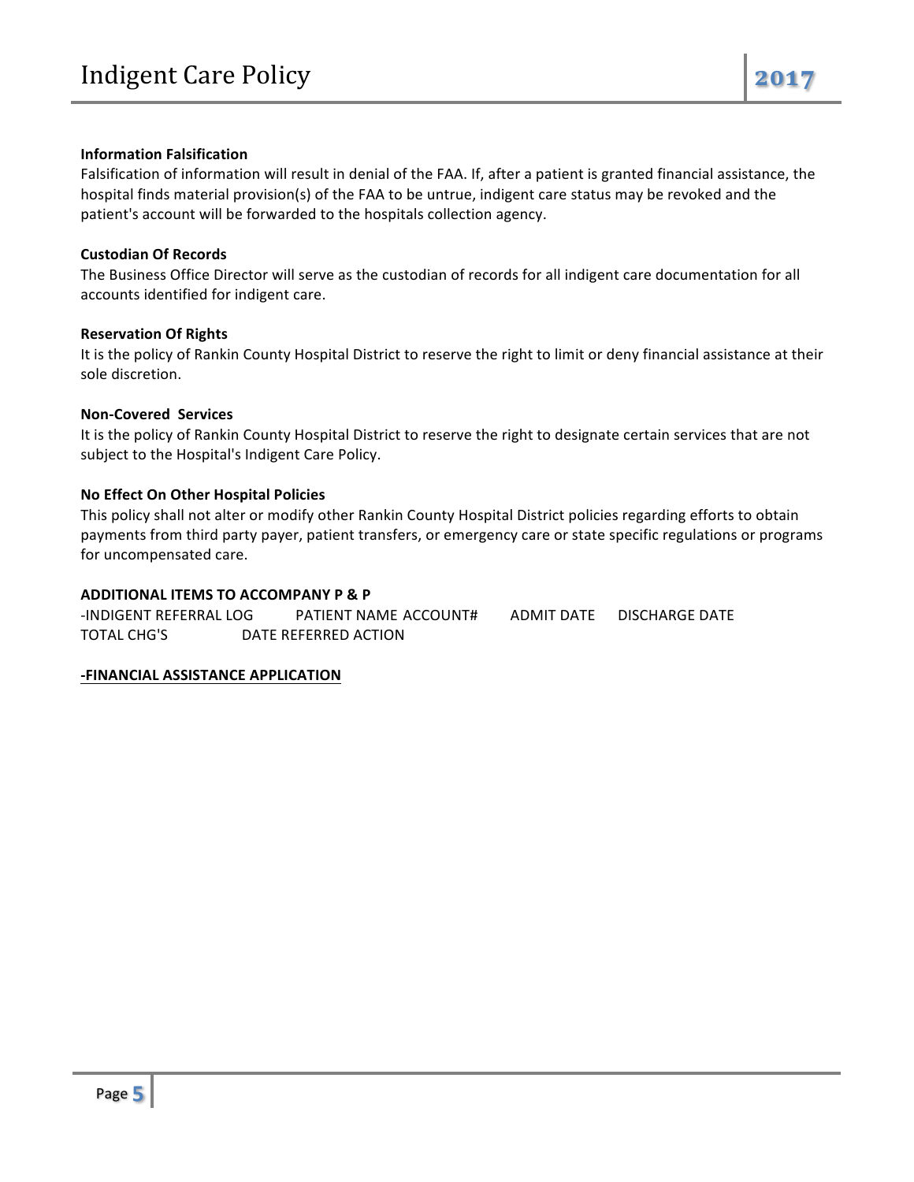**Information Falsification**

Falsification of information will result in denial of the FAA. If, after a patient is granted financial assistance, the hospital finds material provision(s) of the FAA to be untrue, indigent care status may be revoked and the patient's account will be forwarded to the hospitals collection agency.

**Custodian Of Records**

The Business Office Director will serve as the custodian of records for all indigent care documentation for all accounts identified for indigent care.

**Reservation Of Rights**

It is the policy of Rankin County Hospital District to reserve the right to limit or deny financial assistance at their sole discretion.

**Non-Covered Services**

It is the policy of Rankin County Hospital District to reserve the right to designate certain services that are not subject to the Hospital's Indigent Care Policy.

**No Effect On Other Hospital Policies**

This policy shall not alter or modify other Rankin County Hospital District policies regarding efforts to obtain payments from third party payer, patient transfers, or emergency care or state specific regulations or programs for uncompensated care.

**ADDITIONAL ITEMS TO ACCOMPANY P & P**

-INDIGENT REFERRAL LOG PATIENT NAME ACCOUNT# ADMIT DATE DISCHARGE DATE TOTAL CHG'S DATE REFERRED ACTION

**-FINANCIAL ASSISTANCE APPLICATION**